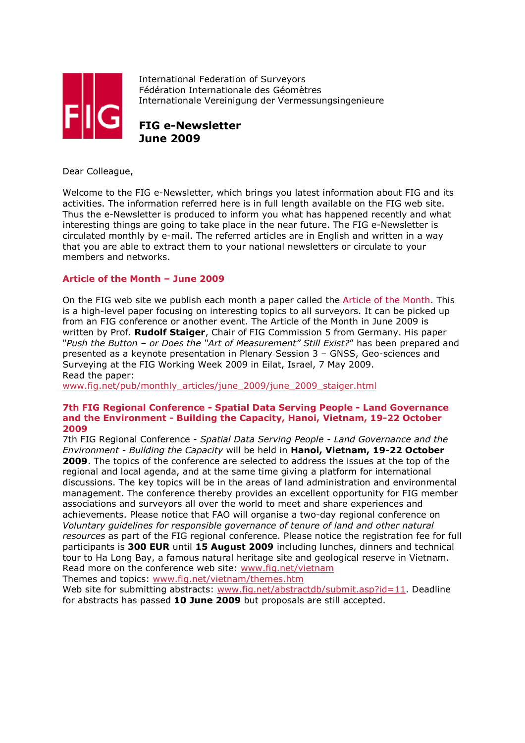International Federation of Surveyors
Fédération Internationale des Géomètres
Internationale Vereinigung der Vermessungsingenieure

# FIG e-Newsletter
# June 2009

Dear Colleague,

Welcome to the FIG e-Newsletter, which brings you latest information about FIG and its activities. The information referred here is in full length available on the FIG web site. Thus the e-Newsletter is produced to inform you what has happened recently and what interesting things are going to take place in the near future. The FIG e-Newsletter is circulated monthly by e-mail. The referred articles are in English and written in a way that you are able to extract them to your national newsletters or circulate to your members and networks.

## Article of the Month – June 2009

On the FIG web site we publish each month a paper called the Article of the Month. This is a high-level paper focusing on interesting topics to all surveyors. It can be picked up from an FIG conference or another event. The Article of the Month in June 2009 is written by Prof. **Rudolf Staiger**, Chair of FIG Commission 5 from Germany. His paper "*Push the Button – or Does the "Art of Measurement" Still Exist?*" has been prepared and presented as a keynote presentation in Plenary Session 3 – GNSS, Geo-sciences and Surveying at the FIG Working Week 2009 in Eilat, Israel, 7 May 2009.
Read the paper:
www.fig.net/pub/monthly_articles/june_2009/june_2009_staiger.html

## 7th FIG Regional Conference - Spatial Data Serving People - Land Governance and the Environment - Building the Capacity, Hanoi, Vietnam, 19-22 October 2009

7th FIG Regional Conference - *Spatial Data Serving People - Land Governance and the Environment - Building the Capacity* will be held in **Hanoi, Vietnam, 19-22 October 2009**. The topics of the conference are selected to address the issues at the top of the regional and local agenda, and at the same time giving a platform for international discussions. The key topics will be in the areas of land administration and environmental management. The conference thereby provides an excellent opportunity for FIG member associations and surveyors all over the world to meet and share experiences and achievements. Please notice that FAO will organise a two-day regional conference on *Voluntary guidelines for responsible governance of tenure of land and other natural resources* as part of the FIG regional conference. Please notice the registration fee for full participants is **300 EUR** until **15 August 2009** including lunches, dinners and technical tour to Ha Long Bay, a famous natural heritage site and geological reserve in Vietnam.
Read more on the conference web site: www.fig.net/vietnam
Themes and topics: www.fig.net/vietnam/themes.htm
Web site for submitting abstracts: www.fig.net/abstractdb/submit.asp?id=11. Deadline for abstracts has passed **10 June 2009** but proposals are still accepted.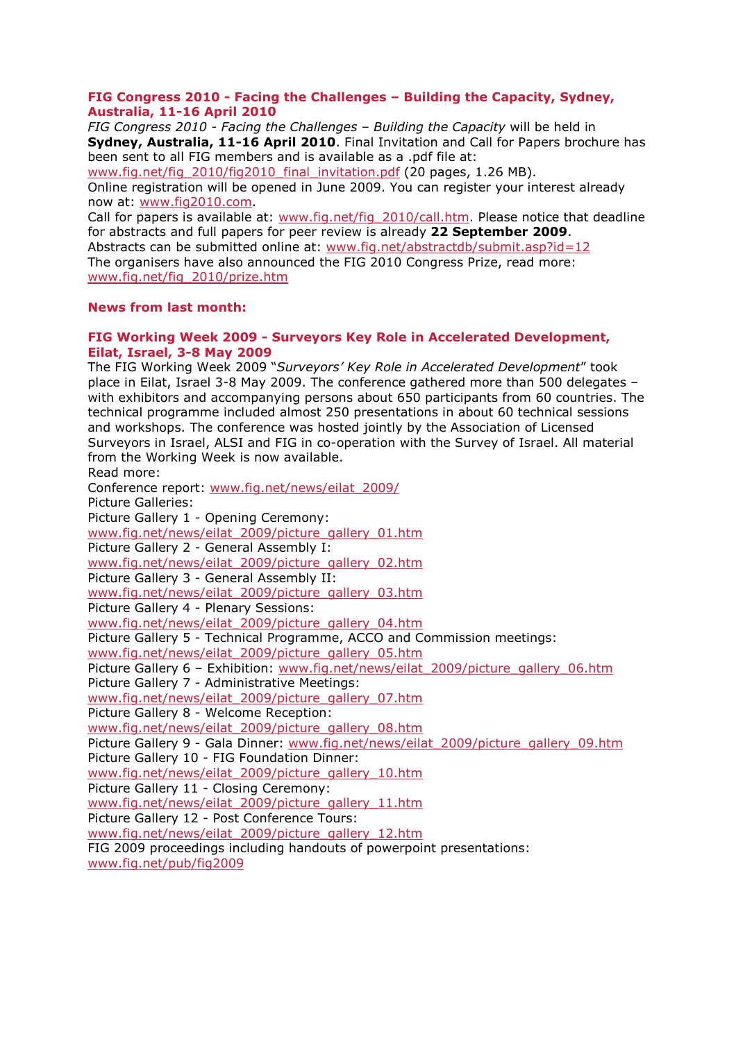### FIG Congress 2010 - Facing the Challenges – Building the Capacity, Sydney, Australia, 11-16 April 2010

*FIG Congress 2010 - Facing the Challenges – Building the Capacity* will be held in **Sydney, Australia, 11-16 April 2010**. Final Invitation and Call for Papers brochure has been sent to all FIG members and is available as a .pdf file at:
www.fig.net/fig_2010/fig2010_final_invitation.pdf (20 pages, 1.26 MB).
Online registration will be opened in June 2009. You can register your interest already now at: www.fig2010.com.
Call for papers is available at: www.fig.net/fig_2010/call.htm. Please notice that deadline for abstracts and full papers for peer review is already **22 September 2009**.
Abstracts can be submitted online at: www.fig.net/abstractdb/submit.asp?id=12
The organisers have also announced the FIG 2010 Congress Prize, read more:
www.fig.net/fig_2010/prize.htm

### News from last month:

### FIG Working Week 2009 - Surveyors Key Role in Accelerated Development, Eilat, Israel, 3-8 May 2009

The FIG Working Week 2009 "*Surveyors' Key Role in Accelerated Development*" took place in Eilat, Israel 3-8 May 2009. The conference gathered more than 500 delegates – with exhibitors and accompanying persons about 650 participants from 60 countries. The technical programme included almost 250 presentations in about 60 technical sessions and workshops. The conference was hosted jointly by the Association of Licensed Surveyors in Israel, ALSI and FIG in co-operation with the Survey of Israel. All material from the Working Week is now available.
Read more:
Conference report: www.fig.net/news/eilat_2009/
Picture Galleries:
Picture Gallery 1 - Opening Ceremony:
www.fig.net/news/eilat_2009/picture_gallery_01.htm
Picture Gallery 2 - General Assembly I:
www.fig.net/news/eilat_2009/picture_gallery_02.htm
Picture Gallery 3 - General Assembly II:
www.fig.net/news/eilat_2009/picture_gallery_03.htm
Picture Gallery 4 - Plenary Sessions:
www.fig.net/news/eilat_2009/picture_gallery_04.htm
Picture Gallery 5 - Technical Programme, ACCO and Commission meetings:
www.fig.net/news/eilat_2009/picture_gallery_05.htm
Picture Gallery 6 – Exhibition: www.fig.net/news/eilat_2009/picture_gallery_06.htm
Picture Gallery 7 - Administrative Meetings:
www.fig.net/news/eilat_2009/picture_gallery_07.htm
Picture Gallery 8 - Welcome Reception:
www.fig.net/news/eilat_2009/picture_gallery_08.htm
Picture Gallery 9 - Gala Dinner: www.fig.net/news/eilat_2009/picture_gallery_09.htm
Picture Gallery 10 - FIG Foundation Dinner:
www.fig.net/news/eilat_2009/picture_gallery_10.htm
Picture Gallery 11 - Closing Ceremony:
www.fig.net/news/eilat_2009/picture_gallery_11.htm
Picture Gallery 12 - Post Conference Tours:
www.fig.net/news/eilat_2009/picture_gallery_12.htm
FIG 2009 proceedings including handouts of powerpoint presentations:
www.fig.net/pub/fig2009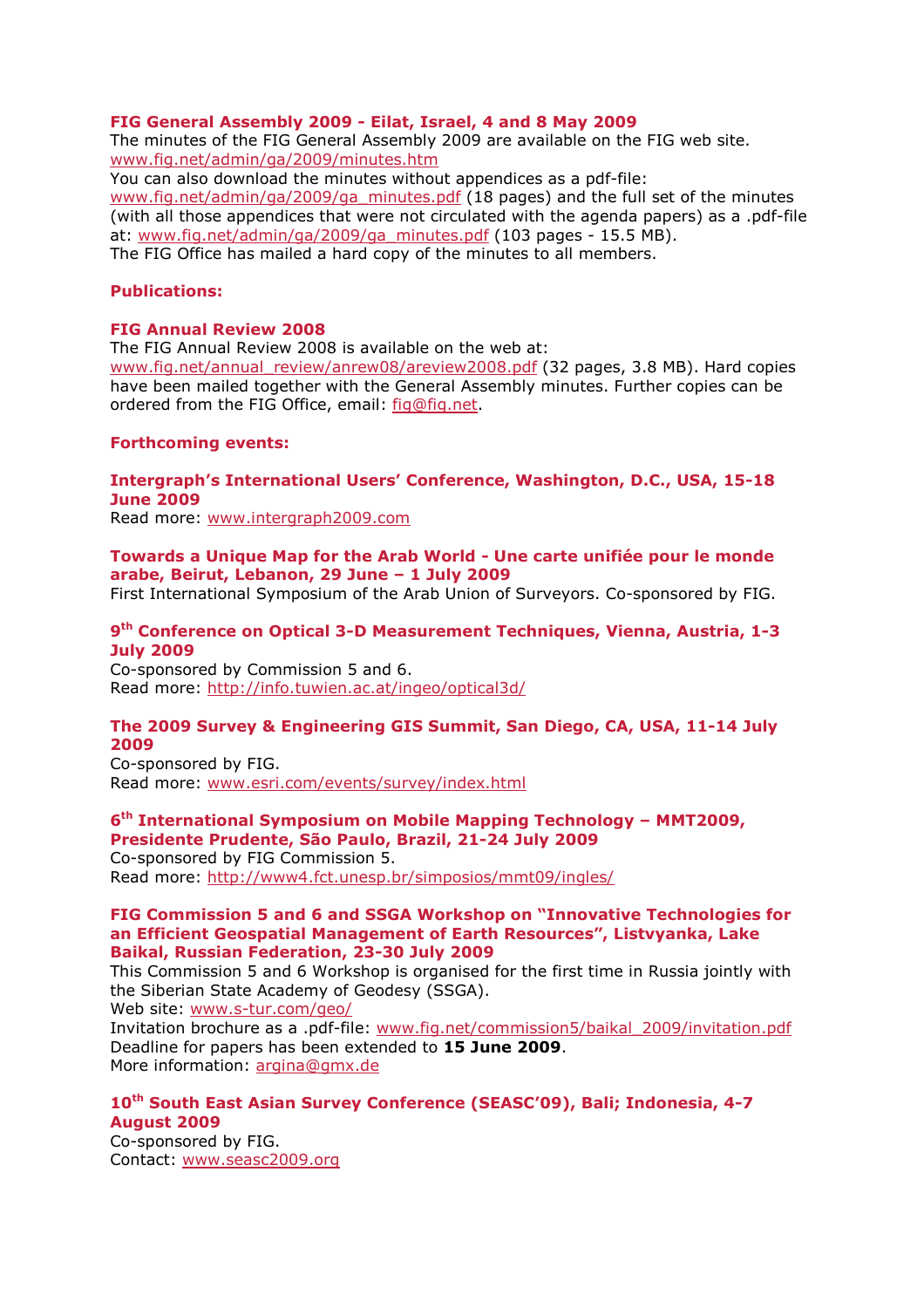**FIG General Assembly 2009 - Eilat, Israel, 4 and 8 May 2009**
The minutes of the FIG General Assembly 2009 are available on the FIG web site.
www.fig.net/admin/ga/2009/minutes.htm
You can also download the minutes without appendices as a pdf-file:
www.fig.net/admin/ga/2009/ga_minutes.pdf (18 pages) and the full set of the minutes (with all those appendices that were not circulated with the agenda papers) as a .pdf-file at: www.fig.net/admin/ga/2009/ga_minutes.pdf (103 pages - 15.5 MB).
The FIG Office has mailed a hard copy of the minutes to all members.

**Publications:**

**FIG Annual Review 2008**
The FIG Annual Review 2008 is available on the web at:
www.fig.net/annual_review/anrew08/areview2008.pdf (32 pages, 3.8 MB). Hard copies have been mailed together with the General Assembly minutes. Further copies can be ordered from the FIG Office, email: fig@fig.net.

**Forthcoming events:**

**Intergraph's International Users' Conference, Washington, D.C., USA, 15-18 June 2009**
Read more: www.intergraph2009.com

**Towards a Unique Map for the Arab World - Une carte unifiée pour le monde arabe, Beirut, Lebanon, 29 June – 1 July 2009**
First International Symposium of the Arab Union of Surveyors. Co-sponsored by FIG.

**9th Conference on Optical 3-D Measurement Techniques, Vienna, Austria, 1-3 July 2009**
Co-sponsored by Commission 5 and 6.
Read more: http://info.tuwien.ac.at/ingeo/optical3d/

**The 2009 Survey & Engineering GIS Summit, San Diego, CA, USA, 11-14 July 2009**
Co-sponsored by FIG.
Read more: www.esri.com/events/survey/index.html

**6th International Symposium on Mobile Mapping Technology – MMT2009, Presidente Prudente, São Paulo, Brazil, 21-24 July 2009**
Co-sponsored by FIG Commission 5.
Read more: http://www4.fct.unesp.br/simposios/mmt09/ingles/

**FIG Commission 5 and 6 and SSGA Workshop on "Innovative Technologies for an Efficient Geospatial Management of Earth Resources", Listvyanka, Lake Baikal, Russian Federation, 23-30 July 2009**
This Commission 5 and 6 Workshop is organised for the first time in Russia jointly with the Siberian State Academy of Geodesy (SSGA).
Web site: www.s-tur.com/geo/
Invitation brochure as a .pdf-file: www.fig.net/commission5/baikal_2009/invitation.pdf
Deadline for papers has been extended to **15 June 2009**.
More information: argina@gmx.de

**10th South East Asian Survey Conference (SEASC'09), Bali; Indonesia, 4-7 August 2009**
Co-sponsored by FIG.
Contact: www.seasc2009.org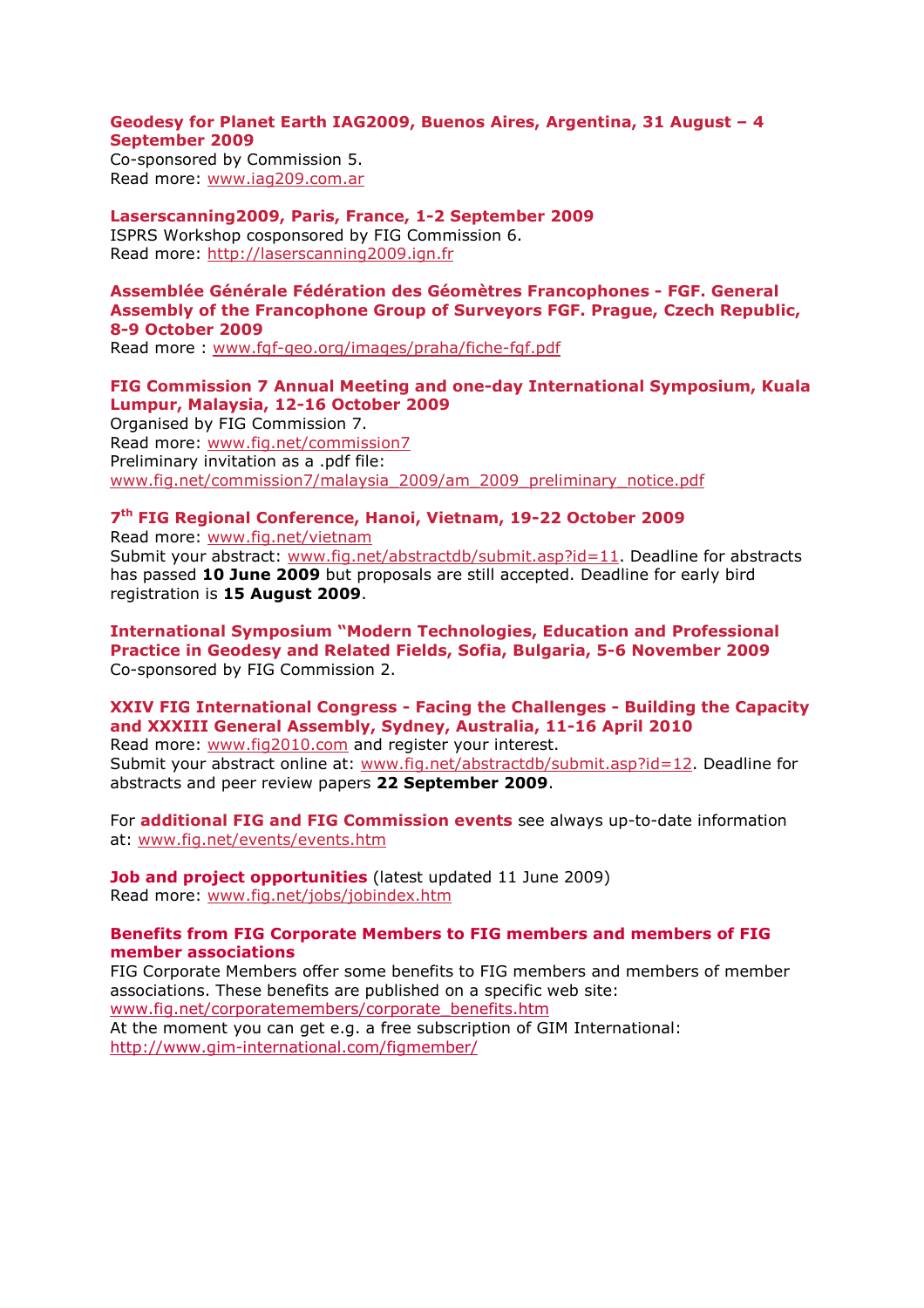**Geodesy for Planet Earth IAG2009, Buenos Aires, Argentina, 31 August – 4 September 2009**
Co-sponsored by Commission 5.
Read more: www.iag209.com.ar

**Laserscanning2009, Paris, France, 1-2 September 2009**
ISPRS Workshop cosponsored by FIG Commission 6.
Read more: http://laserscanning2009.ign.fr

**Assemblée Générale Fédération des Géomètres Francophones - FGF. General Assembly of the Francophone Group of Surveyors FGF. Prague, Czech Republic, 8-9 October 2009**
Read more : www.fgf-geo.org/images/praha/fiche-fgf.pdf

**FIG Commission 7 Annual Meeting and one-day International Symposium, Kuala Lumpur, Malaysia, 12-16 October 2009**
Organised by FIG Commission 7.
Read more: www.fig.net/commission7
Preliminary invitation as a .pdf file:
www.fig.net/commission7/malaysia_2009/am_2009_preliminary_notice.pdf

**7th FIG Regional Conference, Hanoi, Vietnam, 19-22 October 2009**
Read more: www.fig.net/vietnam
Submit your abstract: www.fig.net/abstractdb/submit.asp?id=11. Deadline for abstracts has passed **10 June 2009** but proposals are still accepted. Deadline for early bird registration is **15 August 2009**.

**International Symposium "Modern Technologies, Education and Professional Practice in Geodesy and Related Fields, Sofia, Bulgaria, 5-6 November 2009**
Co-sponsored by FIG Commission 2.

**XXIV FIG International Congress - Facing the Challenges - Building the Capacity and XXXIII General Assembly, Sydney, Australia, 11-16 April 2010**
Read more: www.fig2010.com and register your interest.
Submit your abstract online at: www.fig.net/abstractdb/submit.asp?id=12. Deadline for abstracts and peer review papers **22 September 2009**.

For **additional FIG and FIG Commission events** see always up-to-date information at: www.fig.net/events/events.htm

**Job and project opportunities** (latest updated 11 June 2009)
Read more: www.fig.net/jobs/jobindex.htm

**Benefits from FIG Corporate Members to FIG members and members of FIG member associations**
FIG Corporate Members offer some benefits to FIG members and members of member associations. These benefits are published on a specific web site:
www.fig.net/corporatemembers/corporate_benefits.htm
At the moment you can get e.g. a free subscription of GIM International:
http://www.gim-international.com/figmember/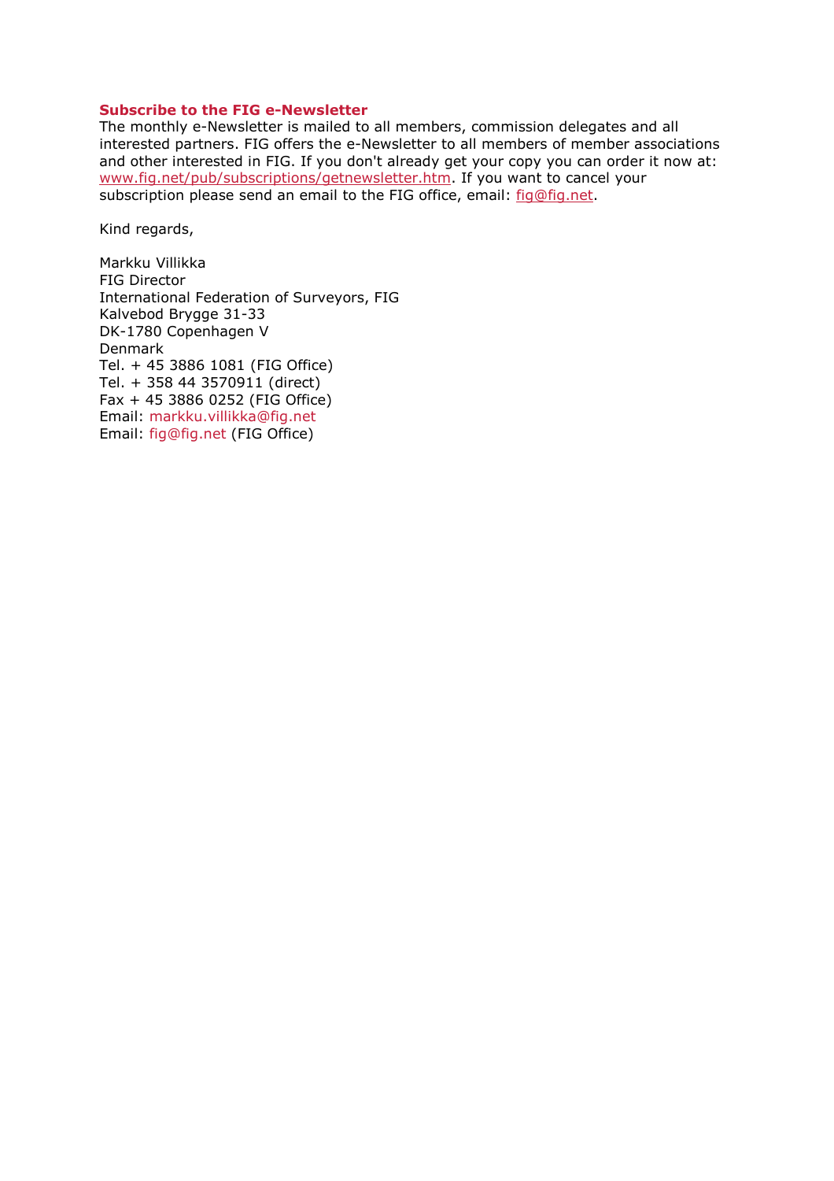### Subscribe to the FIG e-Newsletter

The monthly e-Newsletter is mailed to all members, commission delegates and all interested partners. FIG offers the e-Newsletter to all members of member associations and other interested in FIG. If you don't already get your copy you can order it now at: www.fig.net/pub/subscriptions/getnewsletter.htm. If you want to cancel your subscription please send an email to the FIG office, email: fig@fig.net.

Kind regards,

Markku Villikka  
FIG Director  
International Federation of Surveyors, FIG  
Kalvebod Brygge 31-33  
DK-1780 Copenhagen V  
Denmark  
Tel. + 45 3886 1081 (FIG Office)  
Tel. + 358 44 3570911 (direct)  
Fax + 45 3886 0252 (FIG Office)  
Email: markku.villikka@fig.net  
Email: fig@fig.net (FIG Office)